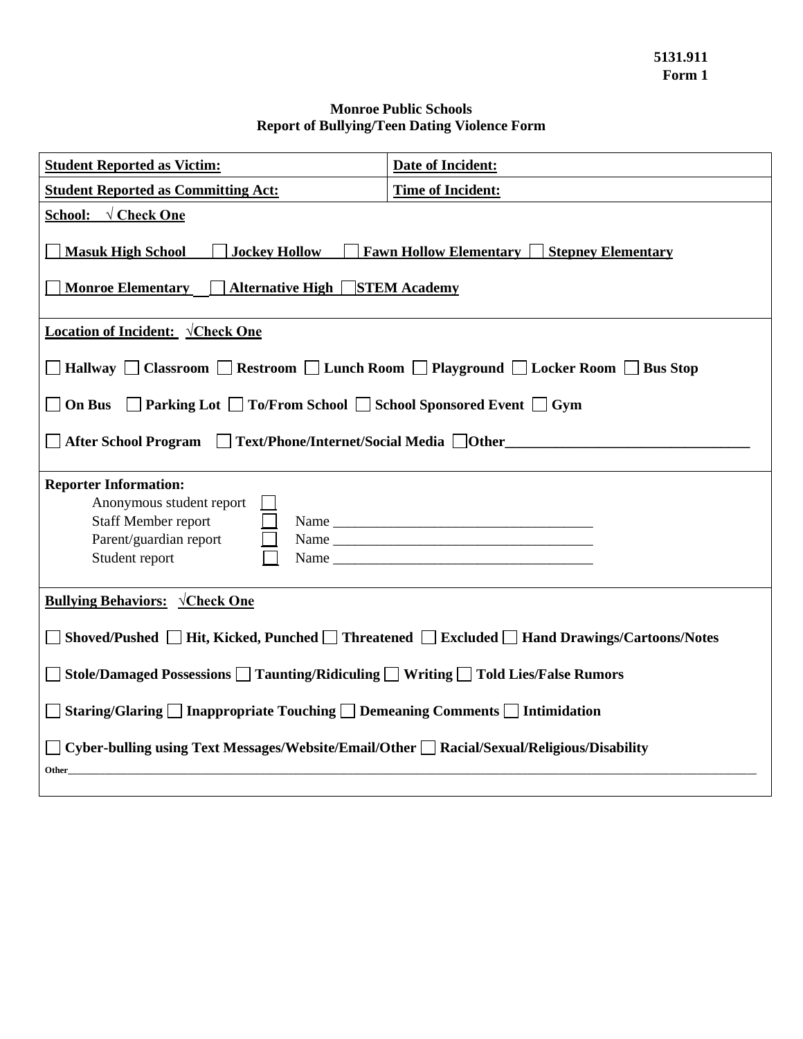5131.911
Form 1

**Monroe Public Schools**
**Report of Bullying/Teen Dating Violence Form**

| **Student Reported as Victim:** | **Date of Incident:** |
|---|---|
| **Student Reported as Committing Act:** | **Time of Incident:** |

**School: √ Check One**

☐ **Masuk High School** ☐ **Jockey Hollow** ☐ **Fawn Hollow Elementary** ☐ **Stepney Elementary**

☐ **Monroe Elementary** ☐ **Alternative High** ☐ **STEM Academy**

**Location of Incident: √Check One**

☐ **Hallway** ☐ **Classroom** ☐ **Restroom** ☐ **Lunch Room** ☐ **Playground** ☐ **Locker Room** ☐ **Bus Stop**

☐ **On Bus** ☐ **Parking Lot** ☐ **To/From School** ☐ **School Sponsored Event** ☐ **Gym**

☐ **After School Program** ☐ **Text/Phone/Internet/Social Media** ☐ **Other**_________________________________

**Reporter Information:**

Anonymous student report ☐
Staff Member report ☐ Name ____________________________________
Parent/guardian report ☐ Name ____________________________________
Student report ☐ Name ____________________________________

**Bullying Behaviors: √Check One**

☐ **Shoved/Pushed** ☐ **Hit, Kicked, Punched** ☐ **Threatened** ☐ **Excluded** ☐ **Hand Drawings/Cartoons/Notes**

☐ **Stole/Damaged Possessions** ☐ **Taunting/Ridiculing** ☐ **Writing** ☐ **Told Lies/False Rumors**

☐ **Staring/Glaring** ☐ **Inappropriate Touching** ☐ **Demeaning Comments** ☐ **Intimidation**

☐ **Cyber-bulling using Text Messages/Website/Email/Other** ☐ **Racial/Sexual/Religious/Disability**

**Other**_____________________________________________________________________________________________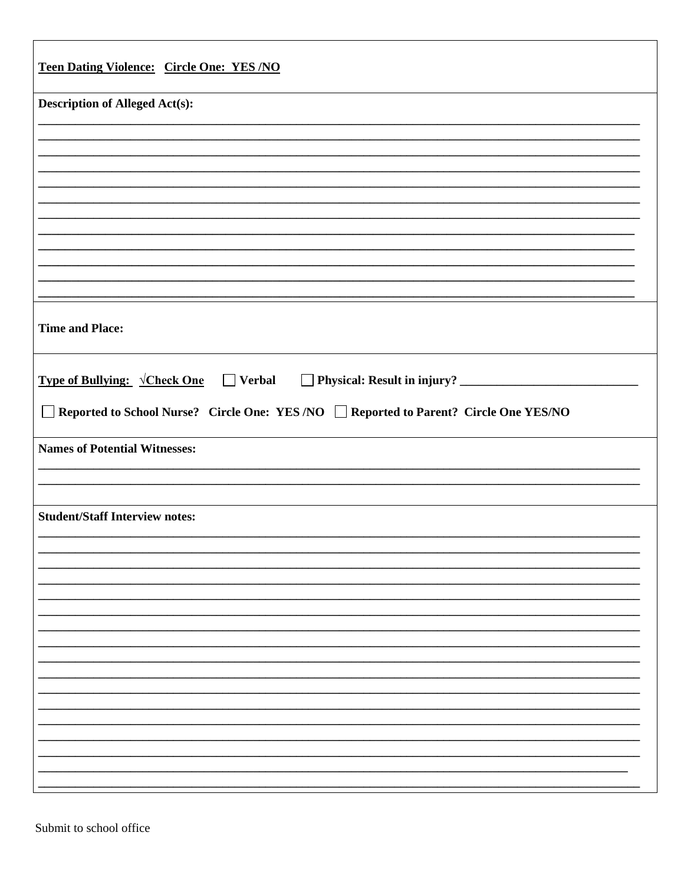**Teen Dating Violence: Circle One: YES /NO**

**Description of Alleged Act(s):**

________________________________________________________________________________________________
________________________________________________________________________________________________
________________________________________________________________________________________________
________________________________________________________________________________________________
________________________________________________________________________________________________
________________________________________________________________________________________________
________________________________________________________________________________________________
________________________________________________________________________________________________
________________________________________________________________________________________________
________________________________________________________________________________________________
________________________________________________________________________________________________
________________________________________________________________________________________________

**Time and Place:**

**Type of Bullying: √Check One** ☐ **Verbal** ☐ **Physical: Result in injury?** ____________________________

☐ **Reported to School Nurse? Circle One: YES /NO** ☐ **Reported to Parent? Circle One YES/NO**

**Names of Potential Witnesses:**

________________________________________________________________________________________________
________________________________________________________________________________________________

**Student/Staff Interview notes:**

________________________________________________________________________________________________
________________________________________________________________________________________________
________________________________________________________________________________________________
________________________________________________________________________________________________
________________________________________________________________________________________________
________________________________________________________________________________________________
________________________________________________________________________________________________
________________________________________________________________________________________________
________________________________________________________________________________________________
________________________________________________________________________________________________
________________________________________________________________________________________________
________________________________________________________________________________________________
________________________________________________________________________________________________
________________________________________________________________________________________________
________________________________________________________________________________________________
________________________________________________________________________________________________
________________________________________________________________________________________________

Submit to school office